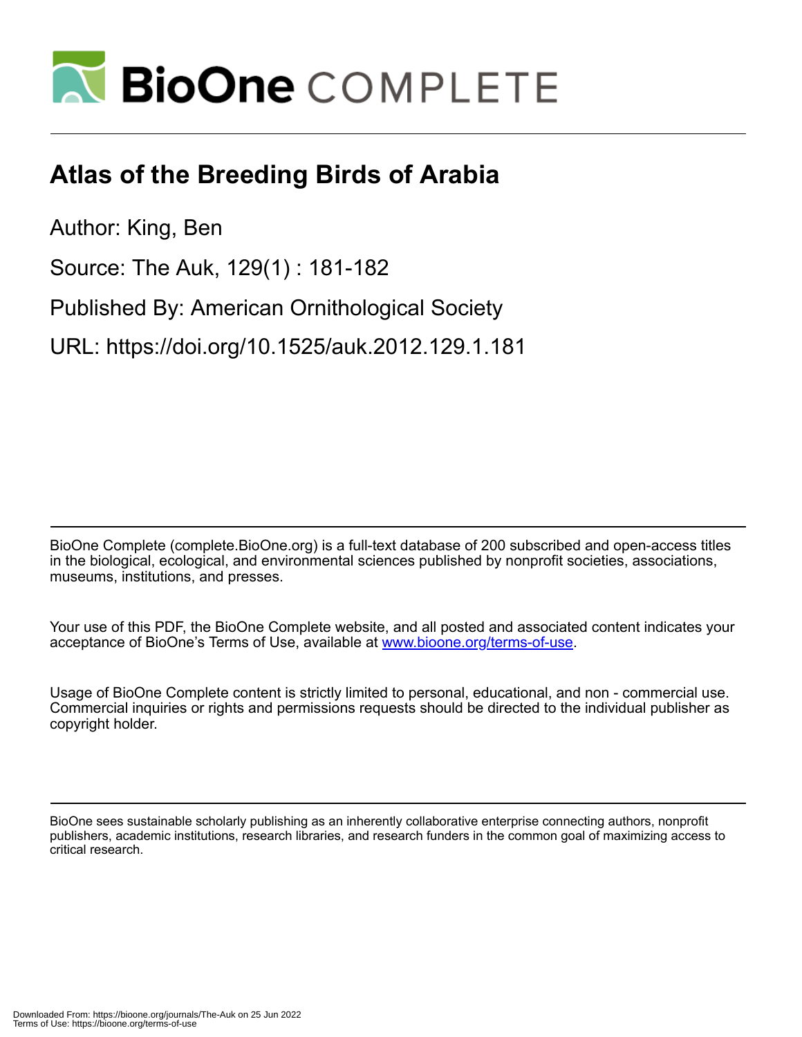# Atlas of the Breeding Birds of Arabia

Author: King, Ben

Source: The Auk, 129(1) : 181-182

Published By: American Ornithological Society

URL: https://doi.org/10.1525/auk.2012.129.1.181

BioOne Complete (complete.BioOne.org) is a full-text database of 200 subscribed and open-access titles in the biological, ecological, and environmental sciences published by nonprofit societies, associations, museums, institutions, and presses.

Your use of this PDF, the BioOne Complete website, and all posted and associated content indicates your acceptance of BioOne's Terms of Use, available at www.bioone.org/terms-of-use.

Usage of BioOne Complete content is strictly limited to personal, educational, and non - commercial use. Commercial inquiries or rights and permissions requests should be directed to the individual publisher as copyright holder.

BioOne sees sustainable scholarly publishing as an inherently collaborative enterprise connecting authors, nonprofit publishers, academic institutions, research libraries, and research funders in the common goal of maximizing access to critical research.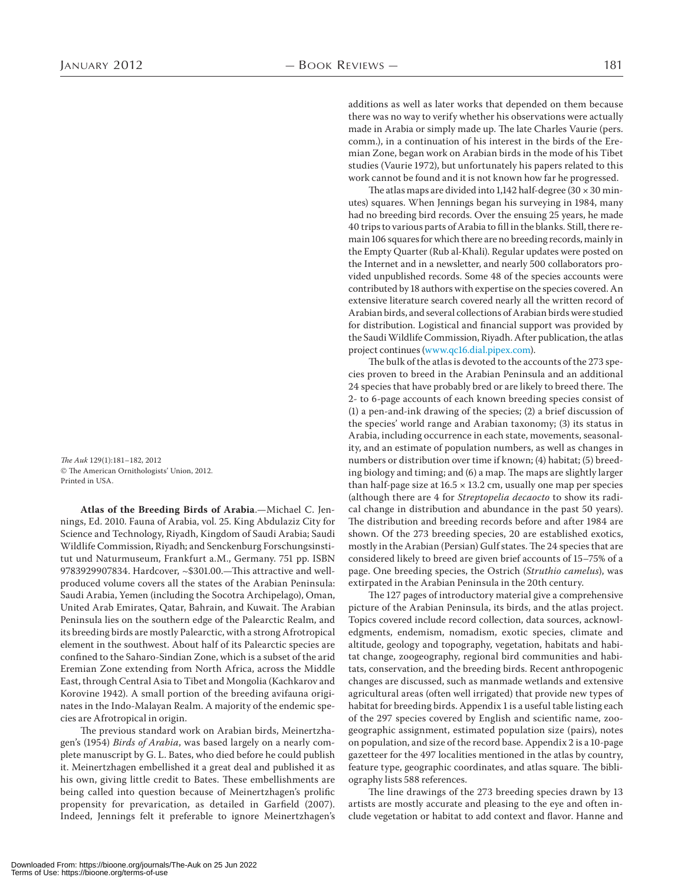*The Auk* 129(1):181–182, 2012
© The American Ornithologists' Union, 2012.
Printed in USA.

**Atlas of the Breeding Birds of Arabia**.—Michael C. Jennings, Ed. 2010. Fauna of Arabia, vol. 25. King Abdulaziz City for Science and Technology, Riyadh, Kingdom of Saudi Arabia; Saudi Wildlife Commission, Riyadh; and Senckenburg Forschungsinstitut und Naturmuseum, Frankfurt a.M., Germany. 751 pp. ISBN 9783929907834. Hardcover, ~$301.00.—This attractive and well-produced volume covers all the states of the Arabian Peninsula: Saudi Arabia, Yemen (including the Socotra Archipelago), Oman, United Arab Emirates, Qatar, Bahrain, and Kuwait. The Arabian Peninsula lies on the southern edge of the Palearctic Realm, and its breeding birds are mostly Palearctic, with a strong Afrotropical element in the southwest. About half of its Palearctic species are confined to the Saharo-Sindian Zone, which is a subset of the arid Eremian Zone extending from North Africa, across the Middle East, through Central Asia to Tibet and Mongolia (Kachkarov and Korovine 1942). A small portion of the breeding avifauna originates in the Indo-Malayan Realm. A majority of the endemic species are Afrotropical in origin.

The previous standard work on Arabian birds, Meinertzhagen's (1954) *Birds of Arabia*, was based largely on a nearly complete manuscript by G. L. Bates, who died before he could publish it. Meinertzhagen embellished it a great deal and published it as his own, giving little credit to Bates. These embellishments are being called into question because of Meinertzhagen's prolific propensity for prevarication, as detailed in Garfield (2007). Indeed, Jennings felt it preferable to ignore Meinertzhagen's additions as well as later works that depended on them because there was no way to verify whether his observations were actually made in Arabia or simply made up. The late Charles Vaurie (pers. comm.), in a continuation of his interest in the birds of the Eremian Zone, began work on Arabian birds in the mode of his Tibet studies (Vaurie 1972), but unfortunately his papers related to this work cannot be found and it is not known how far he progressed.

The atlas maps are divided into 1,142 half-degree (30 × 30 minutes) squares. When Jennings began his surveying in 1984, many had no breeding bird records. Over the ensuing 25 years, he made 40 trips to various parts of Arabia to fill in the blanks. Still, there remain 106 squares for which there are no breeding records, mainly in the Empty Quarter (Rub al-Khali). Regular updates were posted on the Internet and in a newsletter, and nearly 500 collaborators provided unpublished records. Some 48 of the species accounts were contributed by 18 authors with expertise on the species covered. An extensive literature search covered nearly all the written record of Arabian birds, and several collections of Arabian birds were studied for distribution. Logistical and financial support was provided by the Saudi Wildlife Commission, Riyadh. After publication, the atlas project continues (www.qc16.dial.pipex.com).

The bulk of the atlas is devoted to the accounts of the 273 species proven to breed in the Arabian Peninsula and an additional 24 species that have probably bred or are likely to breed there. The 2- to 6-page accounts of each known breeding species consist of (1) a pen-and-ink drawing of the species; (2) a brief discussion of the species' world range and Arabian taxonomy; (3) its status in Arabia, including occurrence in each state, movements, seasonality, and an estimate of population numbers, as well as changes in numbers or distribution over time if known; (4) habitat; (5) breeding biology and timing; and (6) a map. The maps are slightly larger than half-page size at 16.5 × 13.2 cm, usually one map per species (although there are 4 for *Streptopelia decaocto* to show its radical change in distribution and abundance in the past 50 years). The distribution and breeding records before and after 1984 are shown. Of the 273 breeding species, 20 are established exotics, mostly in the Arabian (Persian) Gulf states. The 24 species that are considered likely to breed are given brief accounts of 15–75% of a page. One breeding species, the Ostrich (*Struthio camelus*), was extirpated in the Arabian Peninsula in the 20th century.

The 127 pages of introductory material give a comprehensive picture of the Arabian Peninsula, its birds, and the atlas project. Topics covered include record collection, data sources, acknowledgments, endemism, nomadism, exotic species, climate and altitude, geology and topography, vegetation, habitats and habitat change, zoogeography, regional bird communities and habitats, conservation, and the breeding birds. Recent anthropogenic changes are discussed, such as manmade wetlands and extensive agricultural areas (often well irrigated) that provide new types of habitat for breeding birds. Appendix 1 is a useful table listing each of the 297 species covered by English and scientific name, zoogeographic assignment, estimated population size (pairs), notes on population, and size of the record base. Appendix 2 is a 10-page gazetteer for the 497 localities mentioned in the atlas by country, feature type, geographic coordinates, and atlas square. The bibliography lists 588 references.

The line drawings of the 273 breeding species drawn by 13 artists are mostly accurate and pleasing to the eye and often include vegetation or habitat to add context and flavor. Hanne and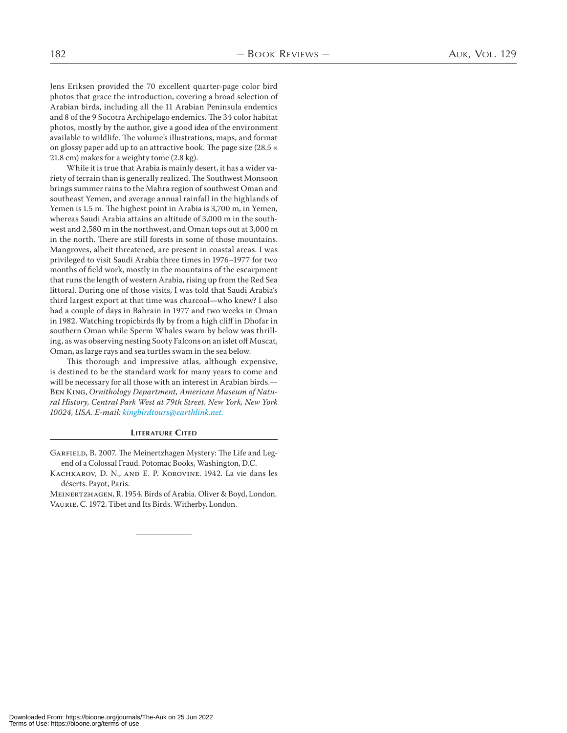Jens Eriksen provided the 70 excellent quarter-page color bird photos that grace the introduction, covering a broad selection of Arabian birds, including all the 11 Arabian Peninsula endemics and 8 of the 9 Socotra Archipelago endemics. The 34 color habitat photos, mostly by the author, give a good idea of the environment available to wildlife. The volume's illustrations, maps, and format on glossy paper add up to an attractive book. The page size (28.5 × 21.8 cm) makes for a weighty tome (2.8 kg).

While it is true that Arabia is mainly desert, it has a wider variety of terrain than is generally realized. The Southwest Monsoon brings summer rains to the Mahra region of southwest Oman and southeast Yemen, and average annual rainfall in the highlands of Yemen is 1.5 m. The highest point in Arabia is 3,700 m, in Yemen, whereas Saudi Arabia attains an altitude of 3,000 m in the southwest and 2,580 m in the northwest, and Oman tops out at 3,000 m in the north. There are still forests in some of those mountains. Mangroves, albeit threatened, are present in coastal areas. I was privileged to visit Saudi Arabia three times in 1976–1977 for two months of field work, mostly in the mountains of the escarpment that runs the length of western Arabia, rising up from the Red Sea littoral. During one of those visits, I was told that Saudi Arabia's third largest export at that time was charcoal—who knew? I also had a couple of days in Bahrain in 1977 and two weeks in Oman in 1982. Watching tropicbirds fly by from a high cliff in Dhofar in southern Oman while Sperm Whales swam by below was thrilling, as was observing nesting Sooty Falcons on an islet off Muscat, Oman, as large rays and sea turtles swam in the sea below.

This thorough and impressive atlas, although expensive, is destined to be the standard work for many years to come and will be necessary for all those with an interest in Arabian birds.—Ben King, *Ornithology Department, American Museum of Natural History, Central Park West at 79th Street, New York, New York 10024, USA. E-mail: kingbirdtours@earthlink.net.*

## Literature Cited

Garfield, B. 2007. The Meinertzhagen Mystery: The Life and Legend of a Colossal Fraud. Potomac Books, Washington, D.C.

Kachkarov, D. N., and E. P. Korovine. 1942. La vie dans les déserts. Payot, Paris.

Meinertzhagen, R. 1954. Birds of Arabia. Oliver & Boyd, London.

Vaurie, C. 1972. Tibet and Its Birds. Witherby, London.